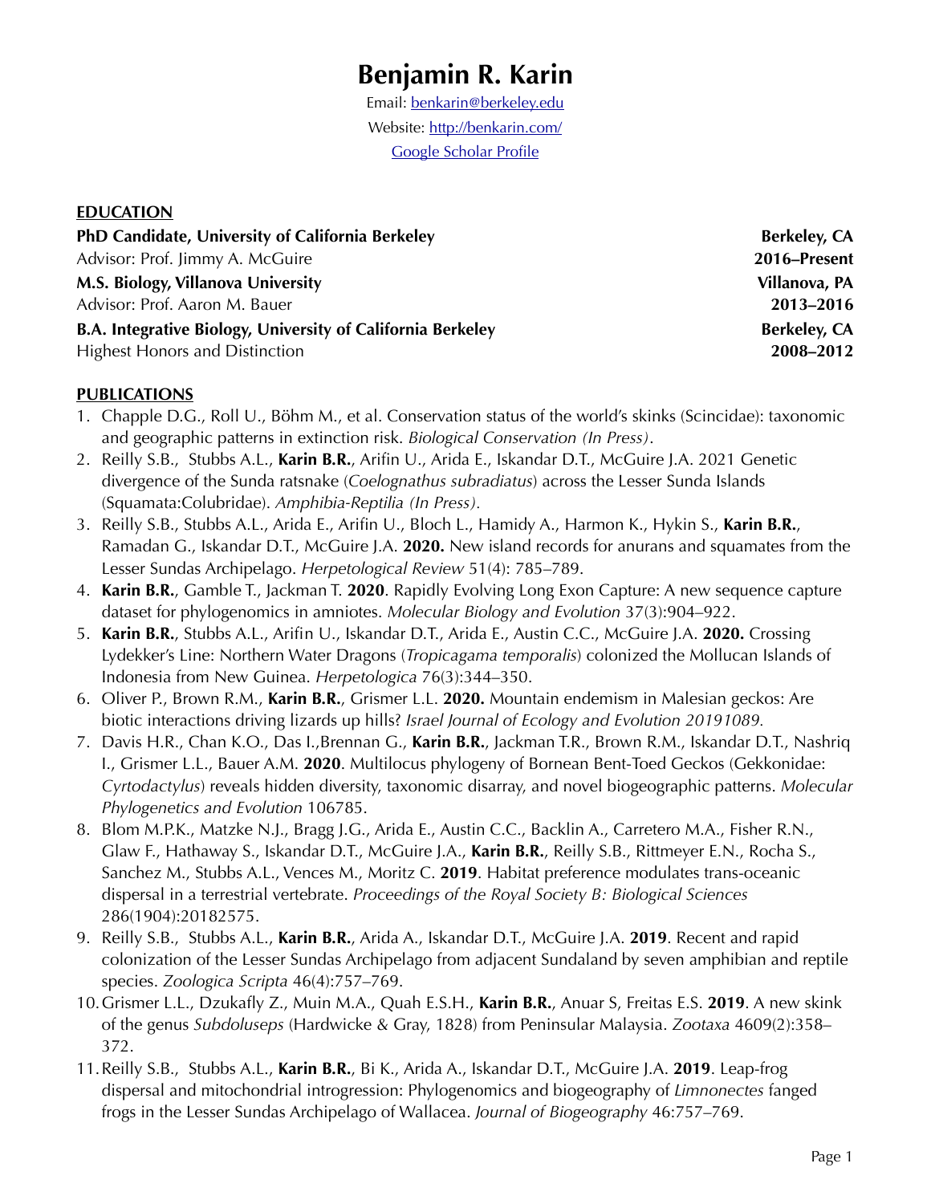# Benjamin R. Karin

Email: benkarin@berkeley.edu

Website: http://benkarin.com/

Google Scholar Profile

## EDUCATION

**PhD Candidate, University of California Berkeley** — **Berkeley, CA**
Advisor: Prof. Jimmy A. McGuire — **2016–Present**

**M.S. Biology, Villanova University** — **Villanova, PA**
Advisor: Prof. Aaron M. Bauer — **2013–2016**

**B.A. Integrative Biology, University of California Berkeley** — **Berkeley, CA**
Highest Honors and Distinction — **2008–2012**

## PUBLICATIONS

1. Chapple D.G., Roll U., Böhm M., et al. Conservation status of the world's skinks (Scincidae): taxonomic and geographic patterns in extinction risk. *Biological Conservation (In Press)*.
2. Reilly S.B., Stubbs A.L., **Karin B.R.**, Arifin U., Arida E., Iskandar D.T., McGuire J.A. 2021 Genetic divergence of the Sunda ratsnake (*Coelognathus subradiatus*) across the Lesser Sunda Islands (Squamata:Colubridae). *Amphibia-Reptilia (In Press)*.
3. Reilly S.B., Stubbs A.L., Arida E., Arifin U., Bloch L., Hamidy A., Harmon K., Hykin S., **Karin B.R.**, Ramadan G., Iskandar D.T., McGuire J.A. **2020.** New island records for anurans and squamates from the Lesser Sundas Archipelago. *Herpetological Review* 51(4): 785–789.
4. **Karin B.R.**, Gamble T., Jackman T. **2020**. Rapidly Evolving Long Exon Capture: A new sequence capture dataset for phylogenomics in amniotes. *Molecular Biology and Evolution* 37(3):904–922.
5. **Karin B.R.**, Stubbs A.L., Arifin U., Iskandar D.T., Arida E., Austin C.C., McGuire J.A. **2020.** Crossing Lydekker's Line: Northern Water Dragons (*Tropicagama temporalis*) colonized the Mollucan Islands of Indonesia from New Guinea. *Herpetologica* 76(3):344–350.
6. Oliver P., Brown R.M., **Karin B.R.**, Grismer L.L. **2020.** Mountain endemism in Malesian geckos: Are biotic interactions driving lizards up hills? *Israel Journal of Ecology and Evolution 20191089.*
7. Davis H.R., Chan K.O., Das I.,Brennan G., **Karin B.R.**, Jackman T.R., Brown R.M., Iskandar D.T., Nashriq I., Grismer L.L., Bauer A.M. **2020**. Multilocus phylogeny of Bornean Bent-Toed Geckos (Gekkonidae: *Cyrtodactylus*) reveals hidden diversity, taxonomic disarray, and novel biogeographic patterns. *Molecular Phylogenetics and Evolution* 106785.
8. Blom M.P.K., Matzke N.J., Bragg J.G., Arida E., Austin C.C., Backlin A., Carretero M.A., Fisher R.N., Glaw F., Hathaway S., Iskandar D.T., McGuire J.A., **Karin B.R.**, Reilly S.B., Rittmeyer E.N., Rocha S., Sanchez M., Stubbs A.L., Vences M., Moritz C. **2019**. Habitat preference modulates trans-oceanic dispersal in a terrestrial vertebrate. *Proceedings of the Royal Society B: Biological Sciences* 286(1904):20182575.
9. Reilly S.B., Stubbs A.L., **Karin B.R.**, Arida A., Iskandar D.T., McGuire J.A. **2019**. Recent and rapid colonization of the Lesser Sundas Archipelago from adjacent Sundaland by seven amphibian and reptile species. *Zoologica Scripta* 46(4):757–769.
10. Grismer L.L., Dzukafly Z., Muin M.A., Quah E.S.H., **Karin B.R.**, Anuar S, Freitas E.S. **2019**. A new skink of the genus *Subdoluseps* (Hardwicke & Gray, 1828) from Peninsular Malaysia. *Zootaxa* 4609(2):358–372.
11. Reilly S.B., Stubbs A.L., **Karin B.R.**, Bi K., Arida A., Iskandar D.T., McGuire J.A. **2019**. Leap-frog dispersal and mitochondrial introgression: Phylogenomics and biogeography of *Limnonectes* fanged frogs in the Lesser Sundas Archipelago of Wallacea. *Journal of Biogeography* 46:757–769.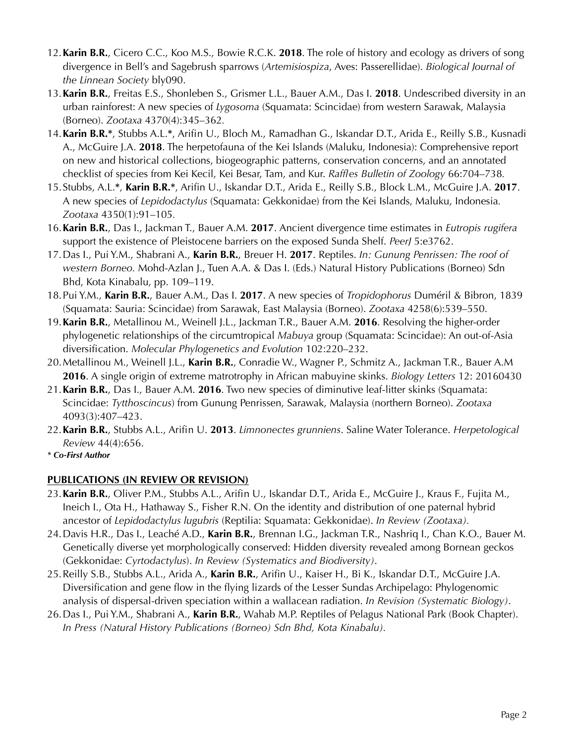12. **Karin B.R.**, Cicero C.C., Koo M.S., Bowie R.C.K. **2018**. The role of history and ecology as drivers of song divergence in Bell's and Sagebrush sparrows (*Artemisiospiza*, Aves: Passerellidae). *Biological Journal of the Linnean Society* bly090.
13. **Karin B.R.**, Freitas E.S., Shonleben S., Grismer L.L., Bauer A.M., Das I. **2018**. Undescribed diversity in an urban rainforest: A new species of *Lygosoma* (Squamata: Scincidae) from western Sarawak, Malaysia (Borneo). *Zootaxa* 4370(4):345–362.
14. **Karin B.R.***, Stubbs A.L.*, Arifin U., Bloch M., Ramadhan G., Iskandar D.T., Arida E., Reilly S.B., Kusnadi A., McGuire J.A. **2018**. The herpetofauna of the Kei Islands (Maluku, Indonesia): Comprehensive report on new and historical collections, biogeographic patterns, conservation concerns, and an annotated checklist of species from Kei Kecil, Kei Besar, Tam, and Kur. *Raffles Bulletin of Zoology* 66:704–738.
15. Stubbs, A.L.*, **Karin B.R.***, Arifin U., Iskandar D.T., Arida E., Reilly S.B., Block L.M., McGuire J.A. **2017**. A new species of *Lepidodactylus* (Squamata: Gekkonidae) from the Kei Islands, Maluku, Indonesia. *Zootaxa* 4350(1):91–105.
16. **Karin B.R.**, Das I., Jackman T., Bauer A.M. **2017**. Ancient divergence time estimates in *Eutropis rugifera* support the existence of Pleistocene barriers on the exposed Sunda Shelf. *PeerJ* 5:e3762.
17. Das I., Pui Y.M., Shabrani A., **Karin B.R.**, Breuer H. **2017**. Reptiles. *In: Gunung Penrissen: The roof of western Borneo.* Mohd-Azlan J., Tuen A.A. & Das I. (Eds.) Natural History Publications (Borneo) Sdn Bhd, Kota Kinabalu, pp. 109–119.
18. Pui Y.M., **Karin B.R.**, Bauer A.M., Das I. **2017**. A new species of *Tropidophorus* Duméril & Bibron, 1839 (Squamata: Sauria: Scincidae) from Sarawak, East Malaysia (Borneo). *Zootaxa* 4258(6):539–550.
19. **Karin B.R.**, Metallinou M., Weinell J.L., Jackman T.R., Bauer A.M. **2016**. Resolving the higher-order phylogenetic relationships of the circumtropical *Mabuya* group (Squamata: Scincidae): An out-of-Asia diversification. *Molecular Phylogenetics and Evolution* 102:220–232.
20. Metallinou M., Weinell J.L., **Karin B.R.**, Conradie W., Wagner P., Schmitz A., Jackman T.R., Bauer A.M **2016**. A single origin of extreme matrotrophy in African mabuyine skinks. *Biology Letters* 12: 20160430
21. **Karin B.R.**, Das I., Bauer A.M. **2016**. Two new species of diminutive leaf-litter skinks (Squamata: Scincidae: *Tytthoscincus*) from Gunung Penrissen, Sarawak, Malaysia (northern Borneo). *Zootaxa* 4093(3):407–423.
22. **Karin B.R.**, Stubbs A.L., Arifin U. **2013**. *Limnonectes grunniens*. Saline Water Tolerance. *Herpetological Review* 44(4):656.

***\* Co-First Author***

## PUBLICATIONS (IN REVIEW OR REVISION)

23. **Karin B.R.**, Oliver P.M., Stubbs A.L., Arifin U., Iskandar D.T., Arida E., McGuire J., Kraus F., Fujita M., Ineich I., Ota H., Hathaway S., Fisher R.N. On the identity and distribution of one paternal hybrid ancestor of *Lepidodactylus lugubris* (Reptilia: Squamata: Gekkonidae). *In Review (Zootaxa)*.
24. Davis H.R., Das I., Leaché A.D., **Karin B.R.**, Brennan I.G., Jackman T.R., Nashriq I., Chan K.O., Bauer M. Genetically diverse yet morphologically conserved: Hidden diversity revealed among Bornean geckos (Gekkonidae: *Cyrtodactylus*). *In Review (Systematics and Biodiversity)*.
25. Reilly S.B., Stubbs A.L., Arida A., **Karin B.R.**, Arifin U., Kaiser H., Bi K., Iskandar D.T., McGuire J.A. Diversification and gene flow in the flying lizards of the Lesser Sundas Archipelago: Phylogenomic analysis of dispersal-driven speciation within a wallacean radiation. *In Revision (Systematic Biology)*.
26. Das I., Pui Y.M., Shabrani A., **Karin B.R.**, Wahab M.P. Reptiles of Pelagus National Park (Book Chapter). *In Press (Natural History Publications (Borneo) Sdn Bhd, Kota Kinabalu)*.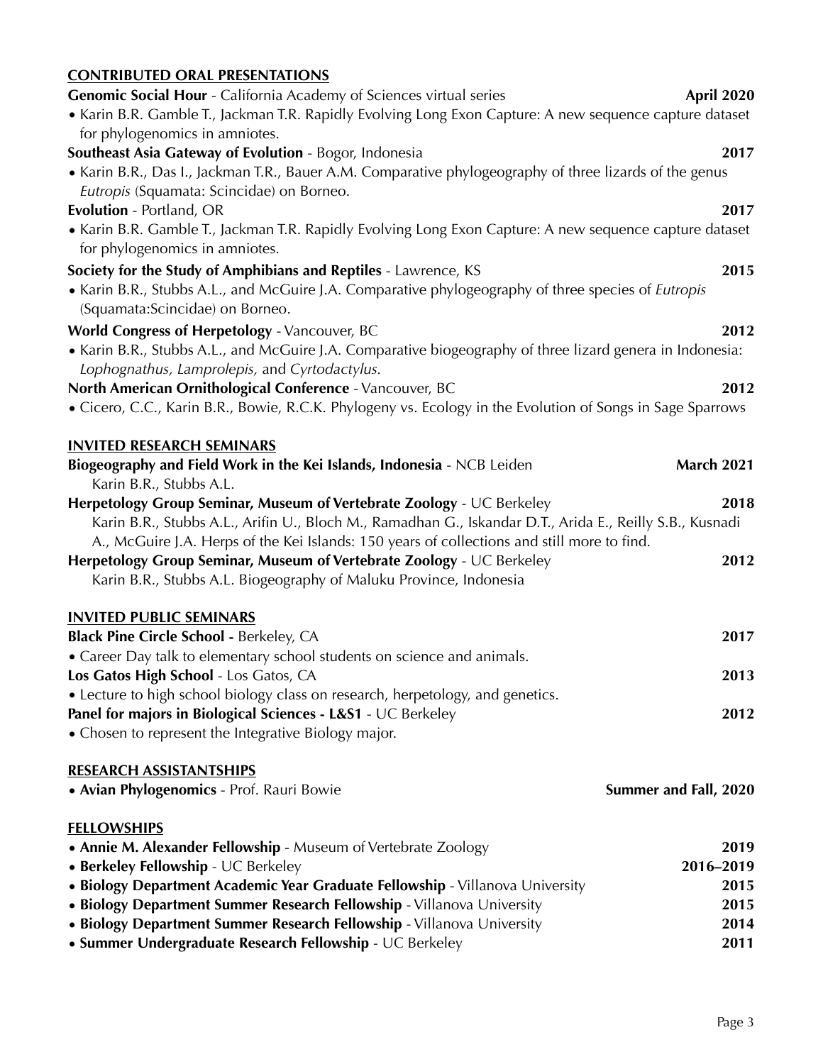## CONTRIBUTED ORAL PRESENTATIONS

**Genomic Social Hour** - California Academy of Sciences virtual series **April 2020**
- Karin B.R. Gamble T., Jackman T.R. Rapidly Evolving Long Exon Capture: A new sequence capture dataset for phylogenomics in amniotes.

**Southeast Asia Gateway of Evolution** - Bogor, Indonesia **2017**
- Karin B.R., Das I., Jackman T.R., Bauer A.M. Comparative phylogeography of three lizards of the genus *Eutropis* (Squamata: Scincidae) on Borneo.

**Evolution** - Portland, OR **2017**
- Karin B.R. Gamble T., Jackman T.R. Rapidly Evolving Long Exon Capture: A new sequence capture dataset for phylogenomics in amniotes.

**Society for the Study of Amphibians and Reptiles** - Lawrence, KS **2015**
- Karin B.R., Stubbs A.L., and McGuire J.A. Comparative phylogeography of three species of *Eutropis* (Squamata:Scincidae) on Borneo.

**World Congress of Herpetology** - Vancouver, BC **2012**
- Karin B.R., Stubbs A.L., and McGuire J.A. Comparative biogeography of three lizard genera in Indonesia: *Lophognathus, Lamprolepis,* and *Cyrtodactylus.*

**North American Ornithological Conference** - Vancouver, BC **2012**
- Cicero, C.C., Karin B.R., Bowie, R.C.K. Phylogeny vs. Ecology in the Evolution of Songs in Sage Sparrows

## INVITED RESEARCH SEMINARS

**Biogeography and Field Work in the Kei Islands, Indonesia** - NCB Leiden **March 2021**
Karin B.R., Stubbs A.L.

**Herpetology Group Seminar, Museum of Vertebrate Zoology** - UC Berkeley **2018**
Karin B.R., Stubbs A.L., Arifin U., Bloch M., Ramadhan G., Iskandar D.T., Arida E., Reilly S.B., Kusnadi A., McGuire J.A. Herps of the Kei Islands: 150 years of collections and still more to find.

**Herpetology Group Seminar, Museum of Vertebrate Zoology** - UC Berkeley **2012**
Karin B.R., Stubbs A.L. Biogeography of Maluku Province, Indonesia

## INVITED PUBLIC SEMINARS

**Black Pine Circle School -** Berkeley, CA **2017**
- Career Day talk to elementary school students on science and animals.

**Los Gatos High School** - Los Gatos, CA **2013**
- Lecture to high school biology class on research, herpetology, and genetics.

**Panel for majors in Biological Sciences - L&S1** - UC Berkeley **2012**
- Chosen to represent the Integrative Biology major.

## RESEARCH ASSISTANTSHIPS

- **Avian Phylogenomics** - Prof. Rauri Bowie **Summer and Fall, 2020**

## FELLOWSHIPS

- **Annie M. Alexander Fellowship** - Museum of Vertebrate Zoology **2019**
- **Berkeley Fellowship** - UC Berkeley **2016–2019**
- **Biology Department Academic Year Graduate Fellowship** - Villanova University **2015**
- **Biology Department Summer Research Fellowship** - Villanova University **2015**
- **Biology Department Summer Research Fellowship** - Villanova University **2014**
- **Summer Undergraduate Research Fellowship** - UC Berkeley **2011**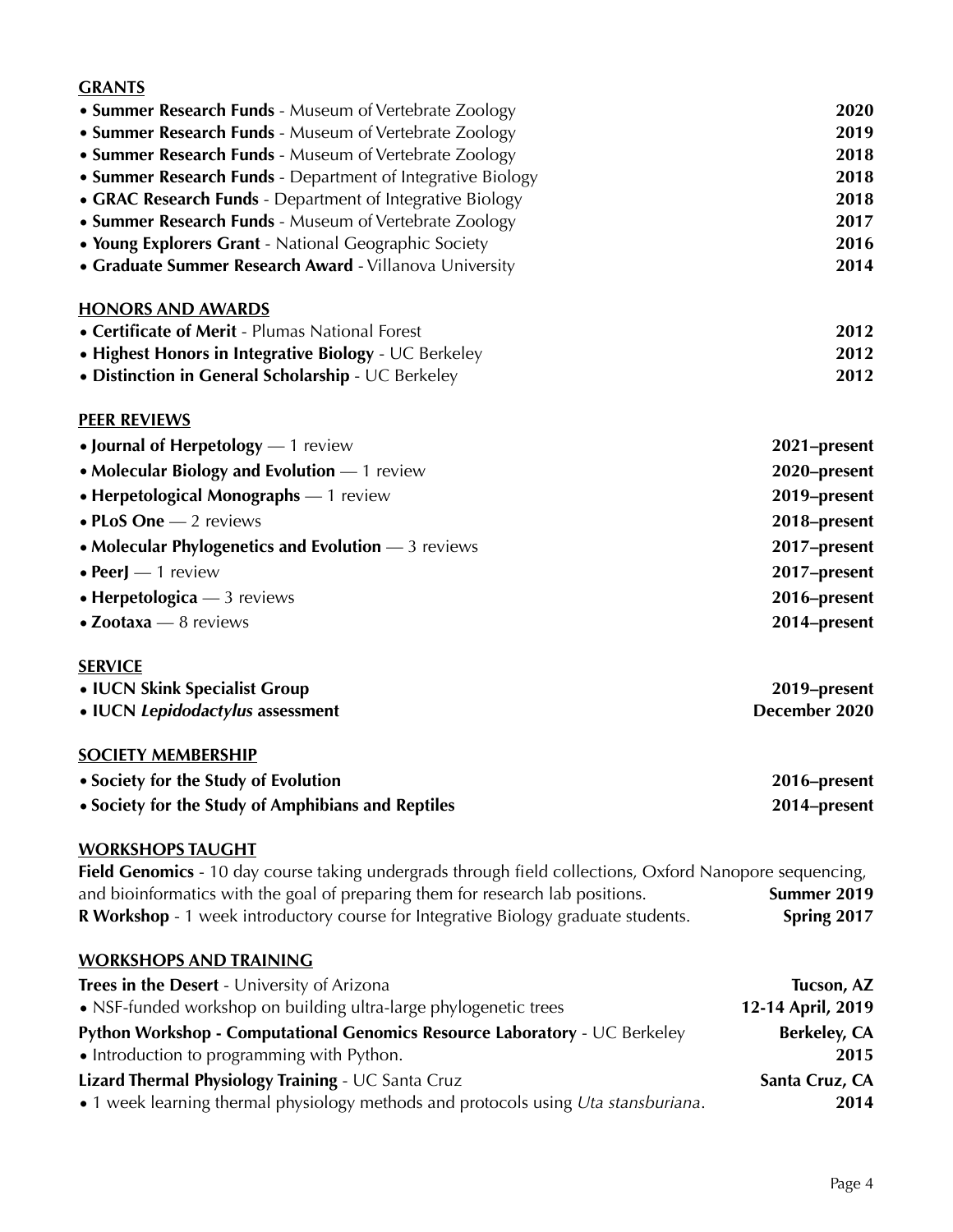## GRANTS

- **Summer Research Funds** - Museum of Vertebrate Zoology **2020**
- **Summer Research Funds** - Museum of Vertebrate Zoology **2019**
- **Summer Research Funds** - Museum of Vertebrate Zoology **2018**
- **Summer Research Funds** - Department of Integrative Biology **2018**
- **GRAC Research Funds** - Department of Integrative Biology **2018**
- **Summer Research Funds** - Museum of Vertebrate Zoology **2017**
- **Young Explorers Grant** - National Geographic Society **2016**
- **Graduate Summer Research Award** - Villanova University **2014**

## HONORS AND AWARDS

- **Certificate of Merit** - Plumas National Forest **2012**
- **Highest Honors in Integrative Biology** - UC Berkeley **2012**
- **Distinction in General Scholarship** - UC Berkeley **2012**

## PEER REVIEWS

- **Journal of Herpetology** — 1 review **2021–present**
- **Molecular Biology and Evolution** — 1 review **2020–present**
- **Herpetological Monographs** — 1 review **2019–present**
- **PLoS One** — 2 reviews **2018–present**
- **Molecular Phylogenetics and Evolution** — 3 reviews **2017–present**
- **PeerJ** — 1 review **2017–present**
- **Herpetologica** — 3 reviews **2016–present**
- **Zootaxa** — 8 reviews **2014–present**

## SERVICE

- **IUCN Skink Specialist Group** **2019–present**
- **IUCN *Lepidodactylus* assessment** **December 2020**

## SOCIETY MEMBERSHIP

- **Society for the Study of Evolution** **2016–present**
- **Society for the Study of Amphibians and Reptiles** **2014–present**

## WORKSHOPS TAUGHT

**Field Genomics** - 10 day course taking undergrads through field collections, Oxford Nanopore sequencing, and bioinformatics with the goal of preparing them for research lab positions. **Summer 2019**

**R Workshop** - 1 week introductory course for Integrative Biology graduate students. **Spring 2017**

## WORKSHOPS AND TRAINING

**Trees in the Desert** - University of Arizona **Tucson, AZ**
- NSF-funded workshop on building ultra-large phylogenetic trees **12-14 April, 2019**

**Python Workshop - Computational Genomics Resource Laboratory** - UC Berkeley **Berkeley, CA**
- Introduction to programming with Python. **2015**

**Lizard Thermal Physiology Training** - UC Santa Cruz **Santa Cruz, CA**
- 1 week learning thermal physiology methods and protocols using *Uta stansburiana*. **2014**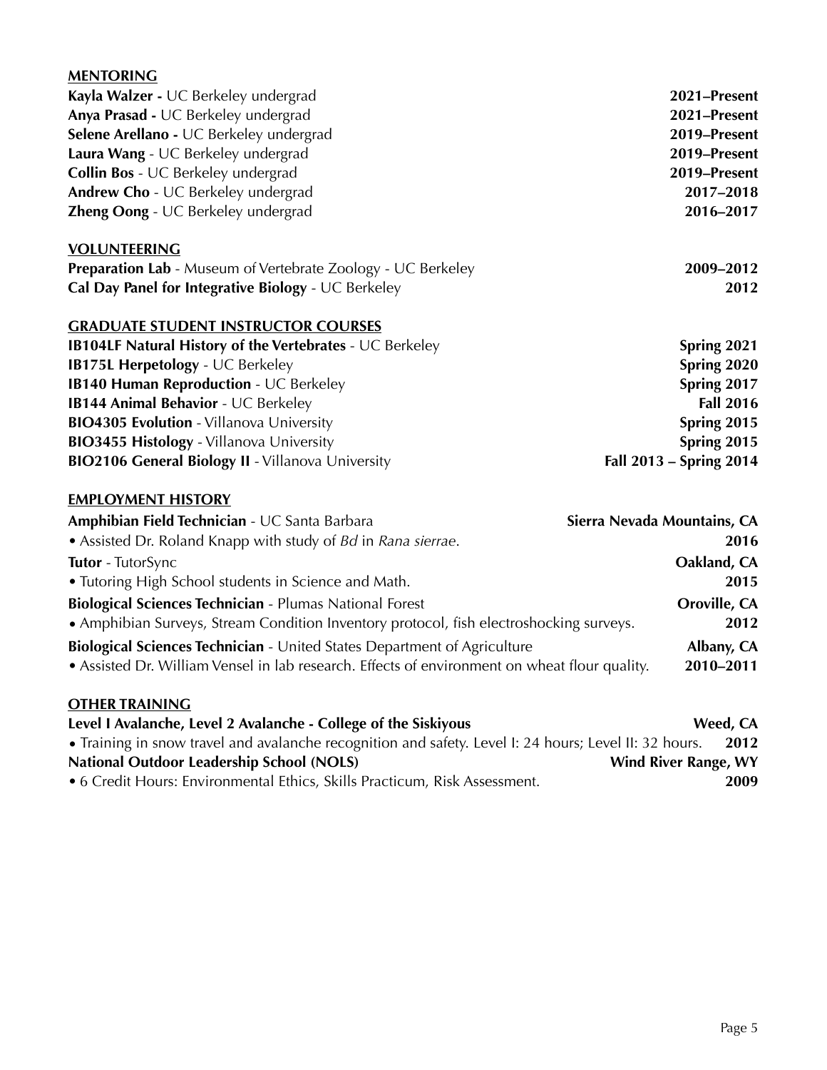## MENTORING

**Kayla Walzer -** UC Berkeley undergrad **2021–Present**
**Anya Prasad -** UC Berkeley undergrad **2021–Present**
**Selene Arellano -** UC Berkeley undergrad **2019–Present**
**Laura Wang** - UC Berkeley undergrad **2019–Present**
**Collin Bos** - UC Berkeley undergrad **2019–Present**
**Andrew Cho** - UC Berkeley undergrad **2017–2018**
**Zheng Oong** - UC Berkeley undergrad **2016–2017**

## VOLUNTEERING

**Preparation Lab** - Museum of Vertebrate Zoology - UC Berkeley **2009–2012**
**Cal Day Panel for Integrative Biology** - UC Berkeley **2012**

## GRADUATE STUDENT INSTRUCTOR COURSES

**IB104LF Natural History of the Vertebrates** - UC Berkeley **Spring 2021**
**IB175L Herpetology** - UC Berkeley **Spring 2020**
**IB140 Human Reproduction** - UC Berkeley **Spring 2017**
**IB144 Animal Behavior** - UC Berkeley **Fall 2016**
**BIO4305 Evolution** - Villanova University **Spring 2015**
**BIO3455 Histology** - Villanova University **Spring 2015**
**BIO2106 General Biology II** - Villanova University **Fall 2013 – Spring 2014**

## EMPLOYMENT HISTORY

**Amphibian Field Technician** - UC Santa Barbara **Sierra Nevada Mountains, CA**
- Assisted Dr. Roland Knapp with study of *Bd* in *Rana sierrae*. **2016**

**Tutor** - TutorSync **Oakland, CA**
- Tutoring High School students in Science and Math. **2015**

**Biological Sciences Technician** - Plumas National Forest **Oroville, CA**
- Amphibian Surveys, Stream Condition Inventory protocol, fish electroshocking surveys. **2012**

**Biological Sciences Technician** - United States Department of Agriculture **Albany, CA**
- Assisted Dr. William Vensel in lab research. Effects of environment on wheat flour quality. **2010–2011**

## OTHER TRAINING

**Level I Avalanche, Level 2 Avalanche - College of the Siskiyous** **Weed, CA**
- Training in snow travel and avalanche recognition and safety. Level I: 24 hours; Level II: 32 hours. **2012**

**National Outdoor Leadership School (NOLS)** **Wind River Range, WY**
- 6 Credit Hours: Environmental Ethics, Skills Practicum, Risk Assessment. **2009**